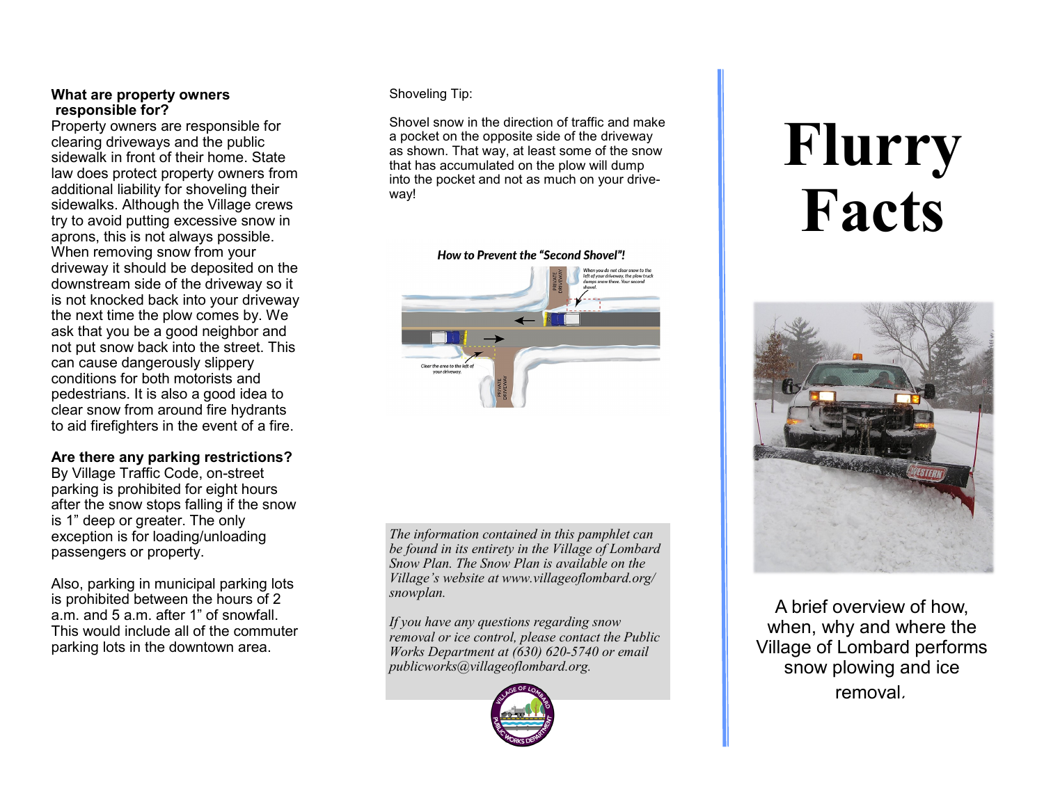**What are property owners responsible for?**

Property owners are responsible for clearing driveways and the public sidewalk in front of their home. State law does protect property owners from additional liability for shoveling their sidewalks. Although the Village crews try to avoid putting excessive snow in aprons, this is not always possible. When removing snow from your driveway it should be deposited on the downstream side of the driveway so it is not knocked back into your driveway the next time the plow comes by. We ask that you be a good neighbor and not put snow back into the street. This can cause dangerously slippery conditions for both motorists and pedestrians. It is also a good idea to clear snow from around fire hydrants to aid firefighters in the event of a fire.

**Are there any parking restrictions?**

By Village Traffic Code, on-street parking is prohibited for eight hours after the snow stops falling if the snow is 1" deep or greater. The only exception is for loading/unloading passengers or property.

Also, parking in municipal parking lots is prohibited between the hours of 2 a.m. and 5 a.m. after 1" of snowfall. This would include all of the commuter parking lots in the downtown area.

Shoveling Tip:

Shovel snow in the direction of traffic and make a pocket on the opposite side of the driveway as shown. That way, at least some of the snow that has accumulated on the plow will dump into the pocket and not as much on your driveway!

***How to Prevent the "Second Shovel"!***

*When you do not clear snow to the left of your driveway, the plow truck dumps snow there. Your second shovel.*

*Clear the area to the left of your driveway.*

PRIVATE DRIVEWAY

*The information contained in this pamphlet can be found in its entirety in the Village of Lombard Snow Plan. The Snow Plan is available on the Village's website at www.villageoflombard.org/snowplan.*

*If you have any questions regarding snow removal or ice control, please contact the Public Works Department at (630) 620-5740 or email publicworks@villageoflombard.org.*

VILLAGE OF LOMBARD PUBLIC WORKS DEPARTMENT

# Flurry Facts

A brief overview of how, when, why and where the Village of Lombard performs snow plowing and ice removal.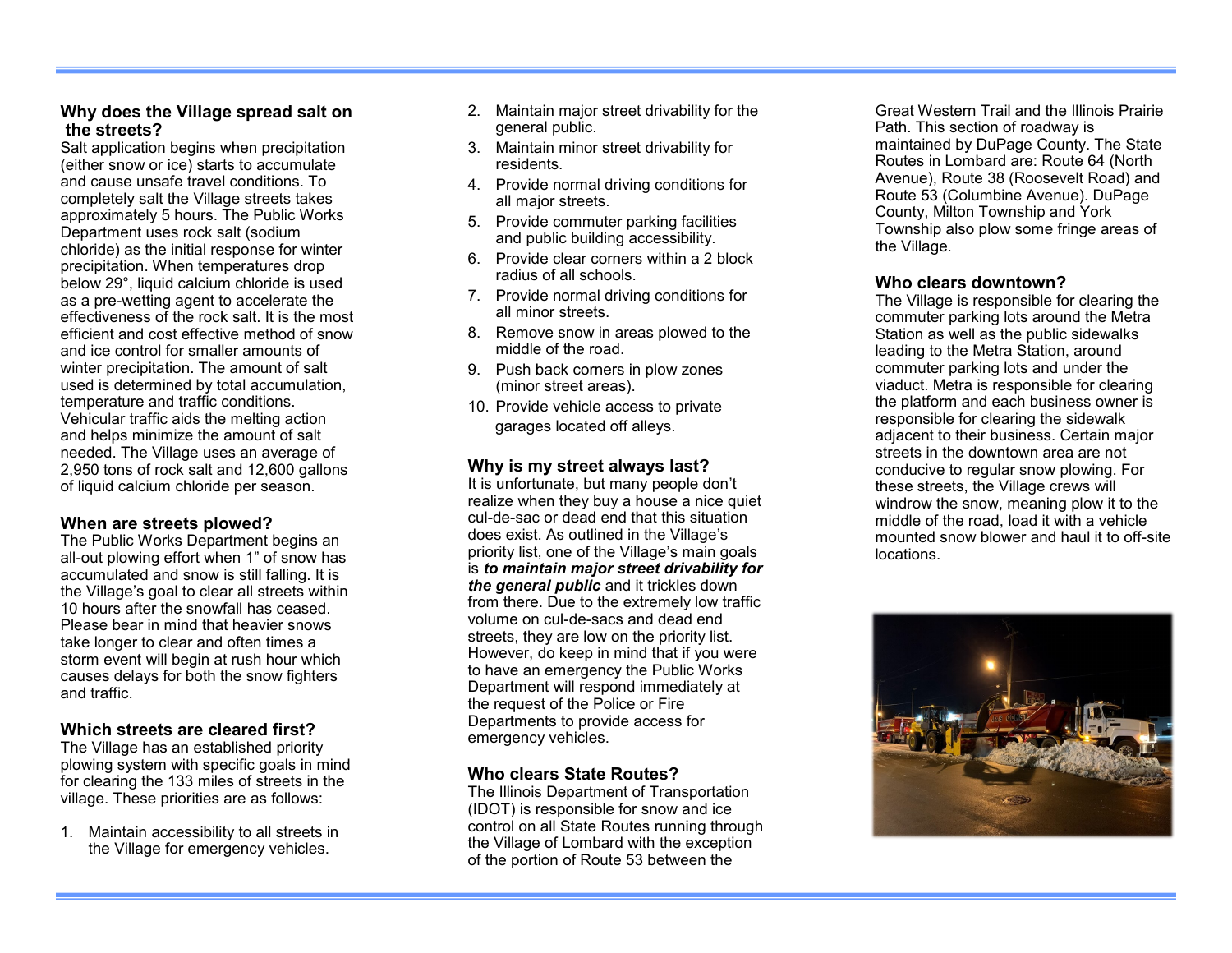### Why does the Village spread salt on the streets?

Salt application begins when precipitation (either snow or ice) starts to accumulate and cause unsafe travel conditions. To completely salt the Village streets takes approximately 5 hours. The Public Works Department uses rock salt (sodium chloride) as the initial response for winter precipitation. When temperatures drop below 29°, liquid calcium chloride is used as a pre-wetting agent to accelerate the effectiveness of the rock salt. It is the most efficient and cost effective method of snow and ice control for smaller amounts of winter precipitation. The amount of salt used is determined by total accumulation, temperature and traffic conditions. Vehicular traffic aids the melting action and helps minimize the amount of salt needed. The Village uses an average of 2,950 tons of rock salt and 12,600 gallons of liquid calcium chloride per season.

### When are streets plowed?

The Public Works Department begins an all-out plowing effort when 1" of snow has accumulated and snow is still falling. It is the Village's goal to clear all streets within 10 hours after the snowfall has ceased. Please bear in mind that heavier snows take longer to clear and often times a storm event will begin at rush hour which causes delays for both the snow fighters and traffic.

### Which streets are cleared first?

The Village has an established priority plowing system with specific goals in mind for clearing the 133 miles of streets in the village. These priorities are as follows:

1. Maintain accessibility to all streets in the Village for emergency vehicles.
2. Maintain major street drivability for the general public.
3. Maintain minor street drivability for residents.
4. Provide normal driving conditions for all major streets.
5. Provide commuter parking facilities and public building accessibility.
6. Provide clear corners within a 2 block radius of all schools.
7. Provide normal driving conditions for all minor streets.
8. Remove snow in areas plowed to the middle of the road.
9. Push back corners in plow zones (minor street areas).
10. Provide vehicle access to private garages located off alleys.

### Why is my street always last?

It is unfortunate, but many people don't realize when they buy a house a nice quiet cul-de-sac or dead end that this situation does exist. As outlined in the Village's priority list, one of the Village's main goals is ***to maintain major street drivability for the general public*** and it trickles down from there. Due to the extremely low traffic volume on cul-de-sacs and dead end streets, they are low on the priority list. However, do keep in mind that if you were to have an emergency the Public Works Department will respond immediately at the request of the Police or Fire Departments to provide access for emergency vehicles.

### Who clears State Routes?

The Illinois Department of Transportation (IDOT) is responsible for snow and ice control on all State Routes running through the Village of Lombard with the exception of the portion of Route 53 between the Great Western Trail and the Illinois Prairie Path. This section of roadway is maintained by DuPage County. The State Routes in Lombard are: Route 64 (North Avenue), Route 38 (Roosevelt Road) and Route 53 (Columbine Avenue). DuPage County, Milton Township and York Township also plow some fringe areas of the Village.

### Who clears downtown?

The Village is responsible for clearing the commuter parking lots around the Metra Station as well as the public sidewalks leading to the Metra Station, around commuter parking lots and under the viaduct. Metra is responsible for clearing the platform and each business owner is responsible for clearing the sidewalk adjacent to their business. Certain major streets in the downtown area are not conducive to regular snow plowing. For these streets, the Village crews will windrow the snow, meaning plow it to the middle of the road, load it with a vehicle mounted snow blower and haul it to off-site locations.